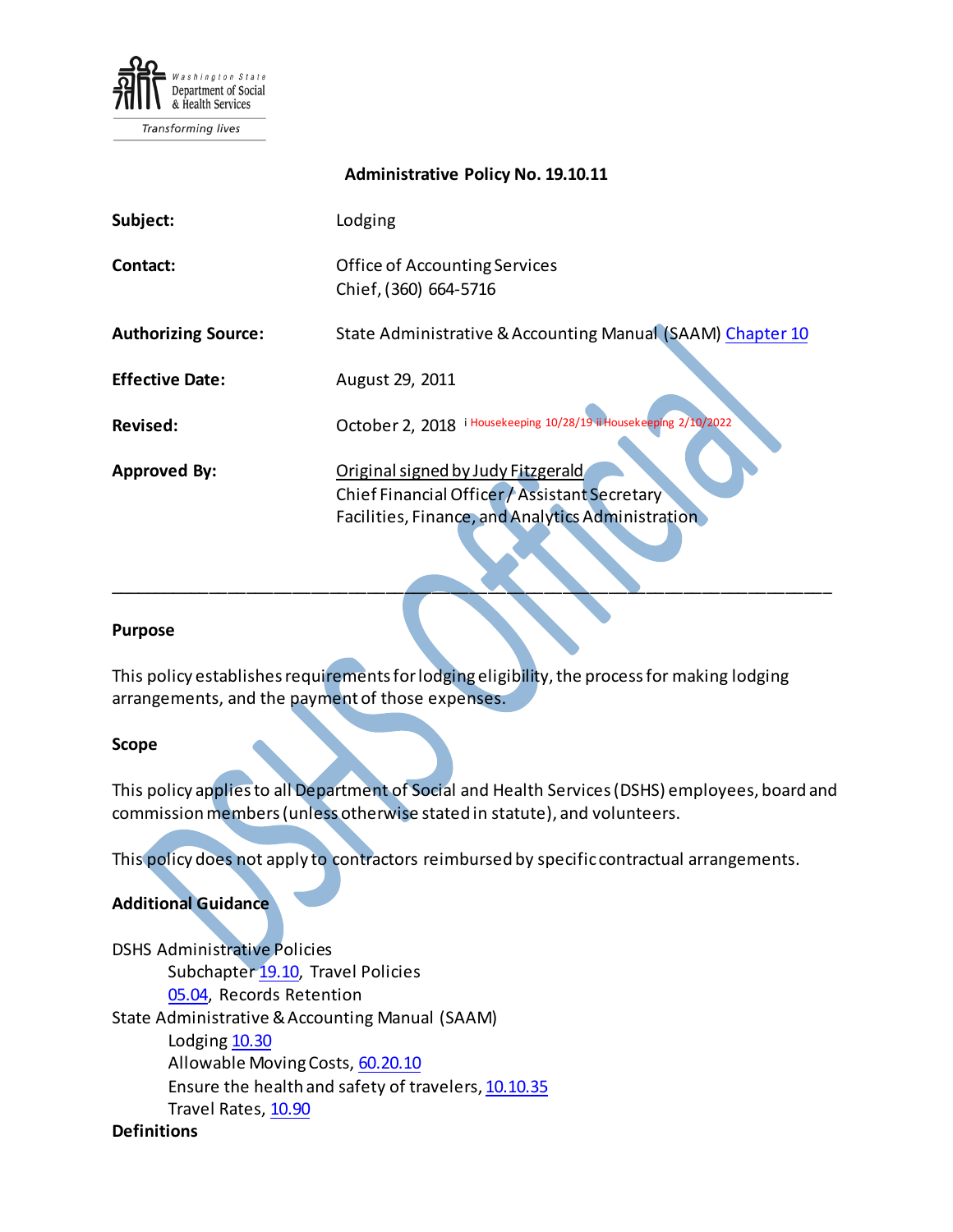Washington State Department of Social & Health Services

*Transforming lives*

**Administrative Policy No. 19.10.11**

| | |
|---|---|
| **Subject:** | Lodging |
| **Contact:** | Office of Accounting Services<br>Chief, (360) 664-5716 |
| **Authorizing Source:** | State Administrative & Accounting Manual (SAAM) Chapter 10 |
| **Effective Date:** | August 29, 2011 |
| **Revised:** | October 2, 2018 [i] Housekeeping 10/28/19 [ii] Housekeeping 2/10/2022 |
| **Approved By:** | Original signed by Judy Fitzgerald<br>Chief Financial Officer / Assistant Secretary<br>Facilities, Finance, and Analytics Administration |

---

### Purpose

This policy establishes requirements for lodging eligibility, the process for making lodging arrangements, and the payment of those expenses.

### Scope

This policy applies to all Department of Social and Health Services (DSHS) employees, board and commission members (unless otherwise stated in statute), and volunteers.

This policy does not apply to contractors reimbursed by specific contractual arrangements.

### Additional Guidance

DSHS Administrative Policies
- Subchapter 19.10, Travel Policies
- 05.04, Records Retention

State Administrative & Accounting Manual (SAAM)
- Lodging 10.30
- Allowable Moving Costs, 60.20.10
- Ensure the health and safety of travelers, 10.10.35
- Travel Rates, 10.90

### Definitions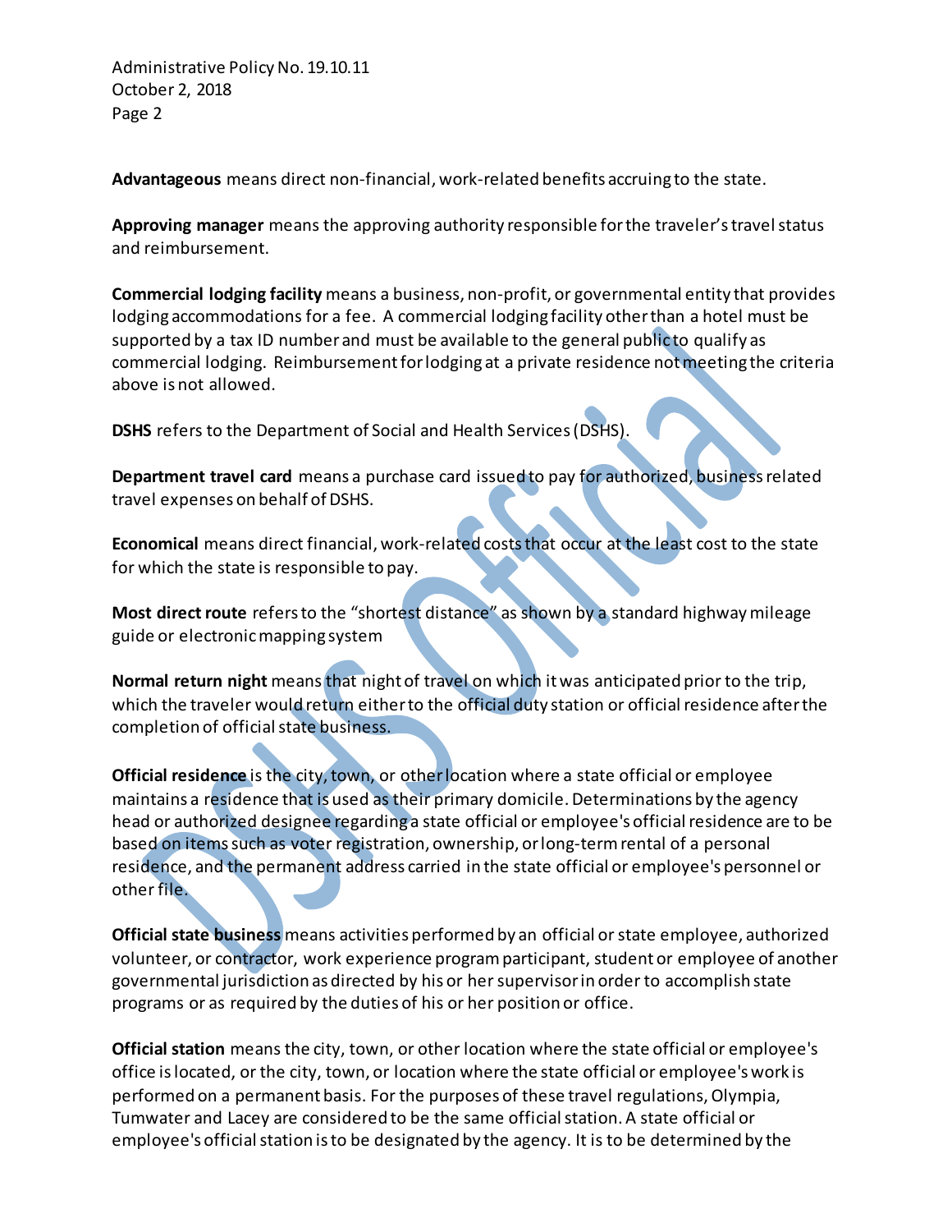**Advantageous** means direct non-financial, work-related benefits accruing to the state.

**Approving manager** means the approving authority responsible for the traveler's travel status and reimbursement.

**Commercial lodging facility** means a business, non-profit, or governmental entity that provides lodging accommodations for a fee. A commercial lodging facility other than a hotel must be supported by a tax ID number and must be available to the general public to qualify as commercial lodging. Reimbursement for lodging at a private residence not meeting the criteria above is not allowed.

**DSHS** refers to the Department of Social and Health Services (DSHS).

**Department travel card** means a purchase card issued to pay for authorized, business related travel expenses on behalf of DSHS.

**Economical** means direct financial, work-related costs that occur at the least cost to the state for which the state is responsible to pay.

**Most direct route** refers to the "shortest distance" as shown by a standard highway mileage guide or electronic mapping system

**Normal return night** means that night of travel on which it was anticipated prior to the trip, which the traveler would return either to the official duty station or official residence after the completion of official state business.

**Official residence** is the city, town, or other location where a state official or employee maintains a residence that is used as their primary domicile. Determinations by the agency head or authorized designee regarding a state official or employee's official residence are to be based on items such as voter registration, ownership, or long-term rental of a personal residence, and the permanent address carried in the state official or employee's personnel or other file.

**Official state business** means activities performed by an official or state employee, authorized volunteer, or contractor, work experience program participant, student or employee of another governmental jurisdiction as directed by his or her supervisor in order to accomplish state programs or as required by the duties of his or her position or office.

**Official station** means the city, town, or other location where the state official or employee's office is located, or the city, town, or location where the state official or employee's work is performed on a permanent basis. For the purposes of these travel regulations, Olympia, Tumwater and Lacey are considered to be the same official station. A state official or employee's official station is to be designated by the agency. It is to be determined by the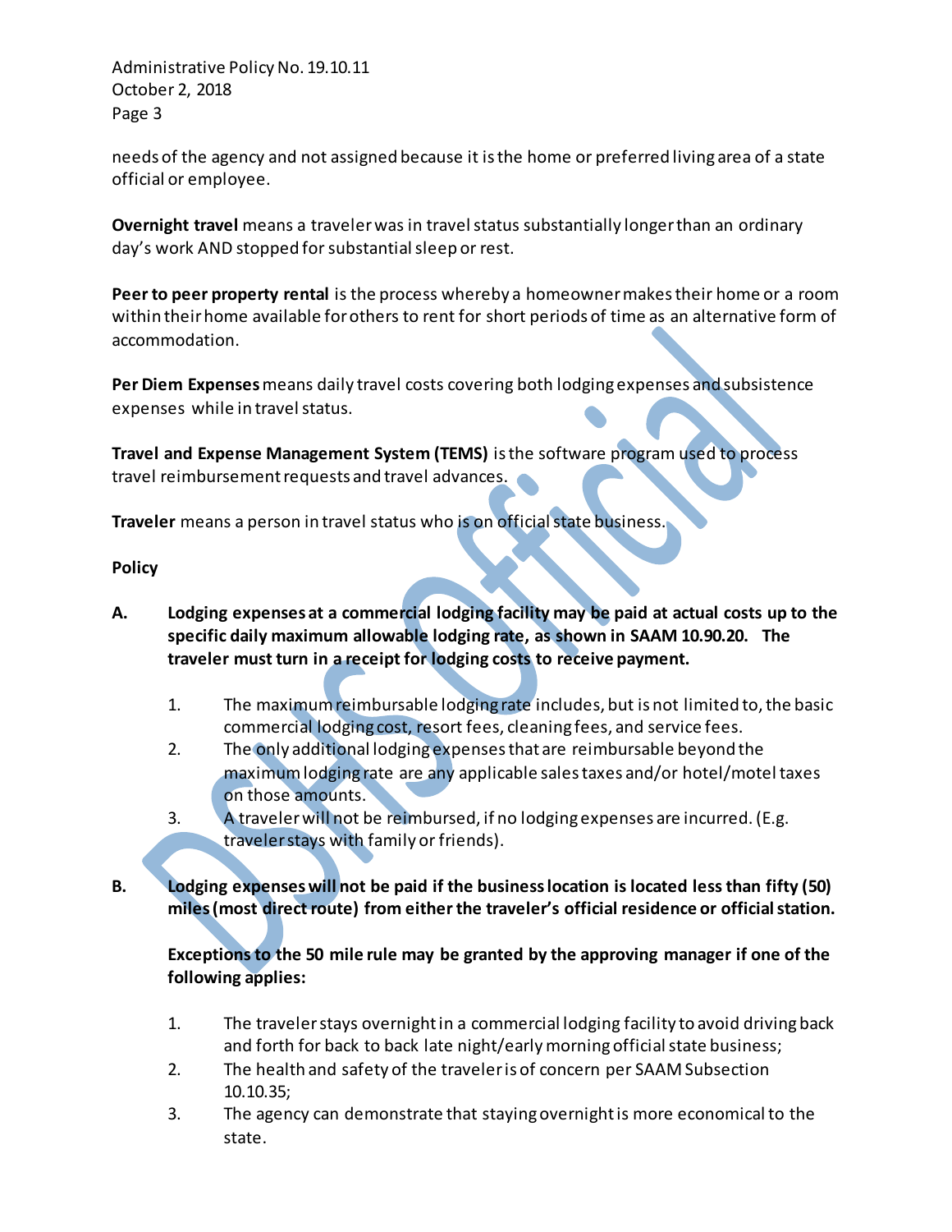needs of the agency and not assigned because it is the home or preferred living area of a state official or employee.

**Overnight travel** means a traveler was in travel status substantially longer than an ordinary day's work AND stopped for substantial sleep or rest.

**Peer to peer property rental** is the process whereby a homeowner makes their home or a room within their home available for others to rent for short periods of time as an alternative form of accommodation.

**Per Diem Expenses** means daily travel costs covering both lodging expenses and subsistence expenses while in travel status.

**Travel and Expense Management System (TEMS)** is the software program used to process travel reimbursement requests and travel advances.

**Traveler** means a person in travel status who is on official state business.

**Policy**

**A. Lodging expenses at a commercial lodging facility may be paid at actual costs up to the specific daily maximum allowable lodging rate, as shown in SAAM 10.90.20. The traveler must turn in a receipt for lodging costs to receive payment.**

1. The maximum reimbursable lodging rate includes, but is not limited to, the basic commercial lodging cost, resort fees, cleaning fees, and service fees.
2. The only additional lodging expenses that are reimbursable beyond the maximum lodging rate are any applicable sales taxes and/or hotel/motel taxes on those amounts.
3. A traveler will not be reimbursed, if no lodging expenses are incurred. (E.g. traveler stays with family or friends).

**B. Lodging expenses will not be paid if the business location is located less than fifty (50) miles (most direct route) from either the traveler's official residence or official station.**

**Exceptions to the 50 mile rule may be granted by the approving manager if one of the following applies:**

1. The traveler stays overnight in a commercial lodging facility to avoid driving back and forth for back to back late night/early morning official state business;
2. The health and safety of the traveler is of concern per SAAM Subsection 10.10.35;
3. The agency can demonstrate that staying overnight is more economical to the state.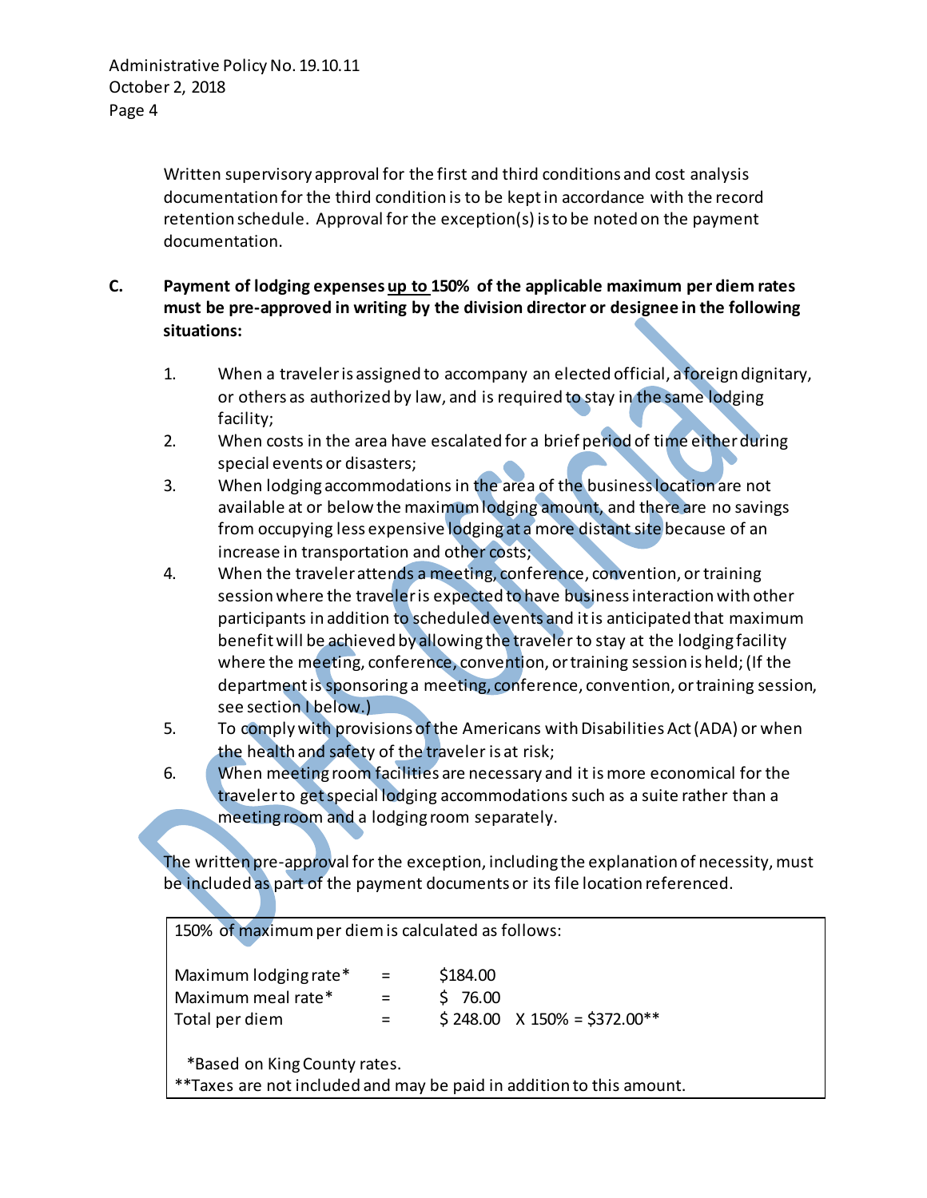Written supervisory approval for the first and third conditions and cost analysis documentation for the third condition is to be kept in accordance with the record retention schedule. Approval for the exception(s) is to be noted on the payment documentation.

**C. Payment of lodging expenses <u>up to</u> 150% of the applicable maximum per diem rates must be pre-approved in writing by the division director or designee in the following situations:**

1. When a traveler is assigned to accompany an elected official, a foreign dignitary, or others as authorized by law, and is required to stay in the same lodging facility;
2. When costs in the area have escalated for a brief period of time either during special events or disasters;
3. When lodging accommodations in the area of the business location are not available at or below the maximum lodging amount, and there are no savings from occupying less expensive lodging at a more distant site because of an increase in transportation and other costs;
4. When the traveler attends a meeting, conference, convention, or training session where the traveler is expected to have business interaction with other participants in addition to scheduled events and it is anticipated that maximum benefit will be achieved by allowing the traveler to stay at the lodging facility where the meeting, conference, convention, or training session is held; (If the department is sponsoring a meeting, conference, convention, or training session, see section I below.)
5. To comply with provisions of the Americans with Disabilities Act (ADA) or when the health and safety of the traveler is at risk;
6. When meeting room facilities are necessary and it is more economical for the traveler to get special lodging accommodations such as a suite rather than a meeting room and a lodging room separately.

The written pre-approval for the exception, including the explanation of necessity, must be included as part of the payment documents or its file location referenced.

| 150% of maximum per diem is calculated as follows: | | |
|---|---|---|
| Maximum lodging rate* | = | $184.00 |
| Maximum meal rate* | = | $ 76.00 |
| Total per diem | = | $ 248.00 X 150% = $372.00** |

*Based on King County rates.
**Taxes are not included and may be paid in addition to this amount.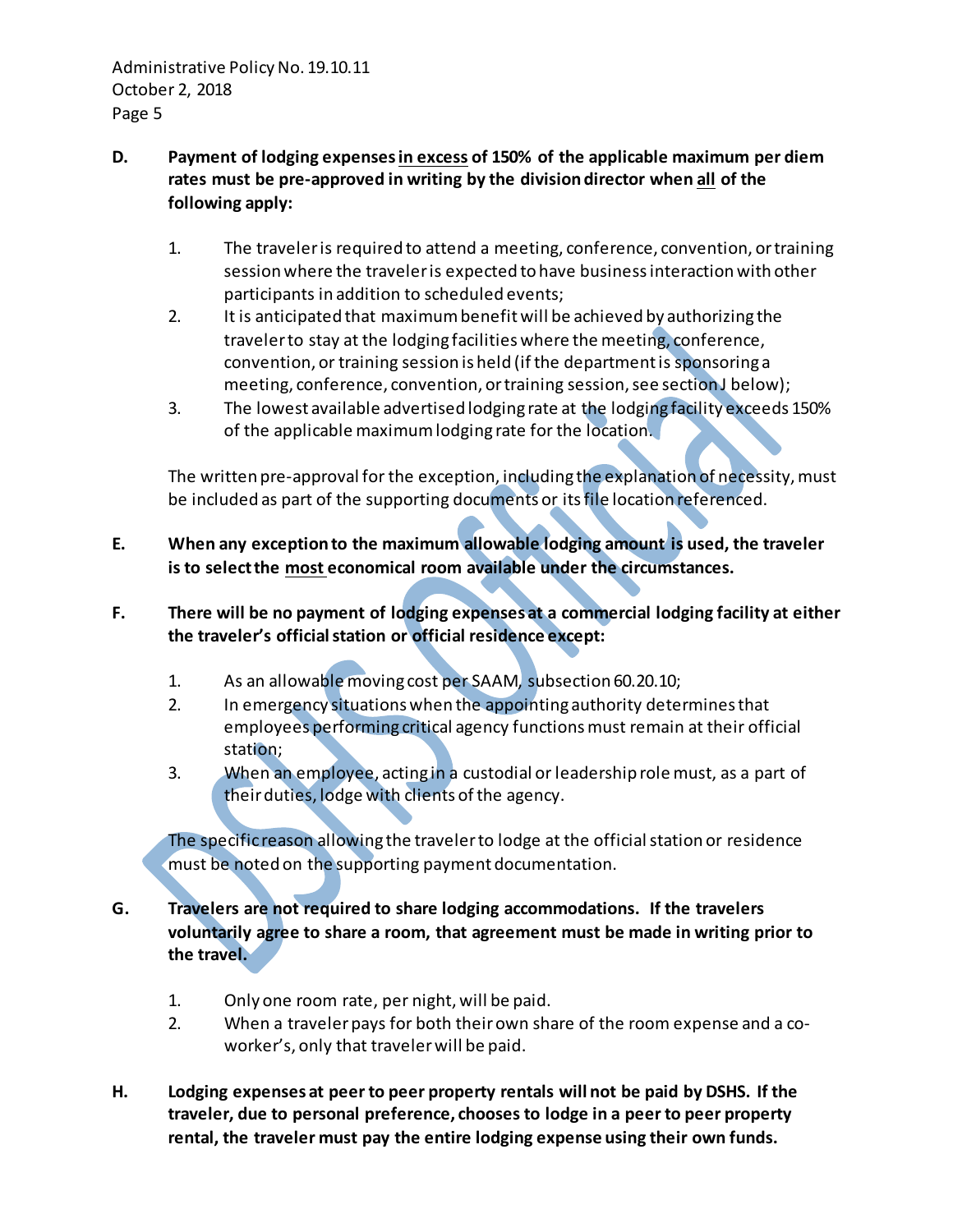**D. Payment of lodging expenses in excess of 150% of the applicable maximum per diem rates must be pre-approved in writing by the division director when all of the following apply:**

1. The traveler is required to attend a meeting, conference, convention, or training session where the traveler is expected to have business interaction with other participants in addition to scheduled events;
2. It is anticipated that maximum benefit will be achieved by authorizing the traveler to stay at the lodging facilities where the meeting, conference, convention, or training session is held (if the department is sponsoring a meeting, conference, convention, or training session, see section J below);
3. The lowest available advertised lodging rate at the lodging facility exceeds 150% of the applicable maximum lodging rate for the location.

The written pre-approval for the exception, including the explanation of necessity, must be included as part of the supporting documents or its file location referenced.

**E. When any exception to the maximum allowable lodging amount is used, the traveler is to select the most economical room available under the circumstances.**

**F. There will be no payment of lodging expenses at a commercial lodging facility at either the traveler's official station or official residence except:**

1. As an allowable moving cost per SAAM, subsection 60.20.10;
2. In emergency situations when the appointing authority determines that employees performing critical agency functions must remain at their official station;
3. When an employee, acting in a custodial or leadership role must, as a part of their duties, lodge with clients of the agency.

The specific reason allowing the traveler to lodge at the official station or residence must be noted on the supporting payment documentation.

**G. Travelers are not required to share lodging accommodations. If the travelers voluntarily agree to share a room, that agreement must be made in writing prior to the travel.**

1. Only one room rate, per night, will be paid.
2. When a traveler pays for both their own share of the room expense and a co-worker's, only that traveler will be paid.

**H. Lodging expenses at peer to peer property rentals will not be paid by DSHS. If the traveler, due to personal preference, chooses to lodge in a peer to peer property rental, the traveler must pay the entire lodging expense using their own funds.**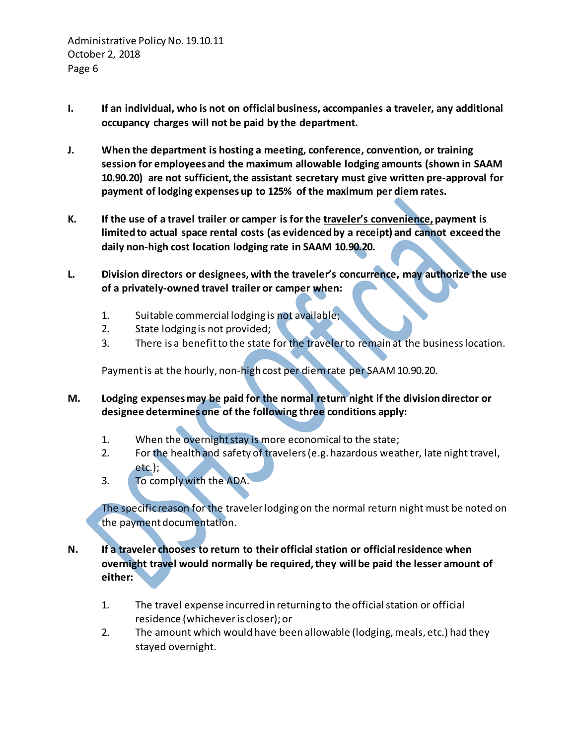**I.** **If an individual, who is not on official business, accompanies a traveler, any additional occupancy charges will not be paid by the department.**

**J.** **When the department is hosting a meeting, conference, convention, or training session for employees and the maximum allowable lodging amounts (shown in SAAM 10.90.20) are not sufficient, the assistant secretary must give written pre-approval for payment of lodging expenses up to 125% of the maximum per diem rates.**

**K.** **If the use of a travel trailer or camper is for the traveler's convenience, payment is limited to actual space rental costs (as evidenced by a receipt) and cannot exceed the daily non-high cost location lodging rate in SAAM 10.90.20.**

**L.** **Division directors or designees, with the traveler's concurrence, may authorize the use of a privately-owned travel trailer or camper when:**

1. Suitable commercial lodging is not available;
2. State lodging is not provided;
3. There is a benefit to the state for the traveler to remain at the business location.

Payment is at the hourly, non-high cost per diem rate per SAAM 10.90.20.

**M.** **Lodging expenses may be paid for the normal return night if the division director or designee determines one of the following three conditions apply:**

1. When the overnight stay is more economical to the state;
2. For the health and safety of travelers (e.g. hazardous weather, late night travel, etc.);
3. To comply with the ADA.

The specific reason for the traveler lodging on the normal return night must be noted on the payment documentation.

**N.** **If a traveler chooses to return to their official station or official residence when overnight travel would normally be required, they will be paid the lesser amount of either:**

1. The travel expense incurred in returning to the official station or official residence (whichever is closer); or
2. The amount which would have been allowable (lodging, meals, etc.) had they stayed overnight.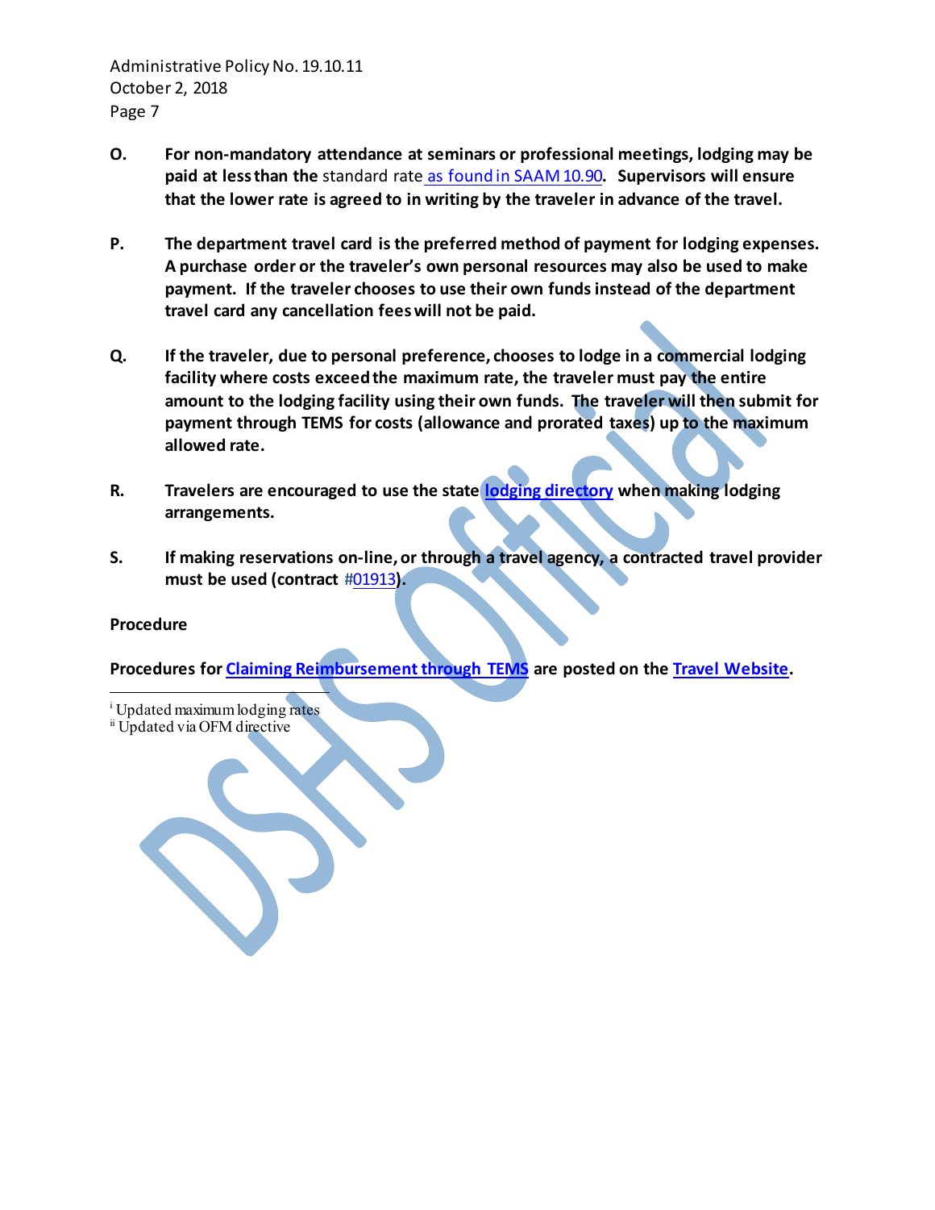**O. For non-mandatory attendance at seminars or professional meetings, lodging may be paid at less than the** standard rate as found in SAAM 10.90. **Supervisors will ensure that the lower rate is agreed to in writing by the traveler in advance of the travel.**

**P. The department travel card is the preferred method of payment for lodging expenses. A purchase order or the traveler's own personal resources may also be used to make payment. If the traveler chooses to use their own funds instead of the department travel card any cancellation fees will not be paid.**

**Q. If the traveler, due to personal preference, chooses to lodge in a commercial lodging facility where costs exceed the maximum rate, the traveler must pay the entire amount to the lodging facility using their own funds. The traveler will then submit for payment through TEMS for costs (allowance and prorated taxes) up to the maximum allowed rate.**

**R. Travelers are encouraged to use the state lodging directory when making lodging arrangements.**

**S. If making reservations on-line, or through a travel agency, a contracted travel provider must be used (contract** #01913**).**

**Procedure**

**Procedures for Claiming Reimbursement through TEMS are posted on the Travel Website.**

---

[i] Updated maximum lodging rates
[ii] Updated via OFM directive